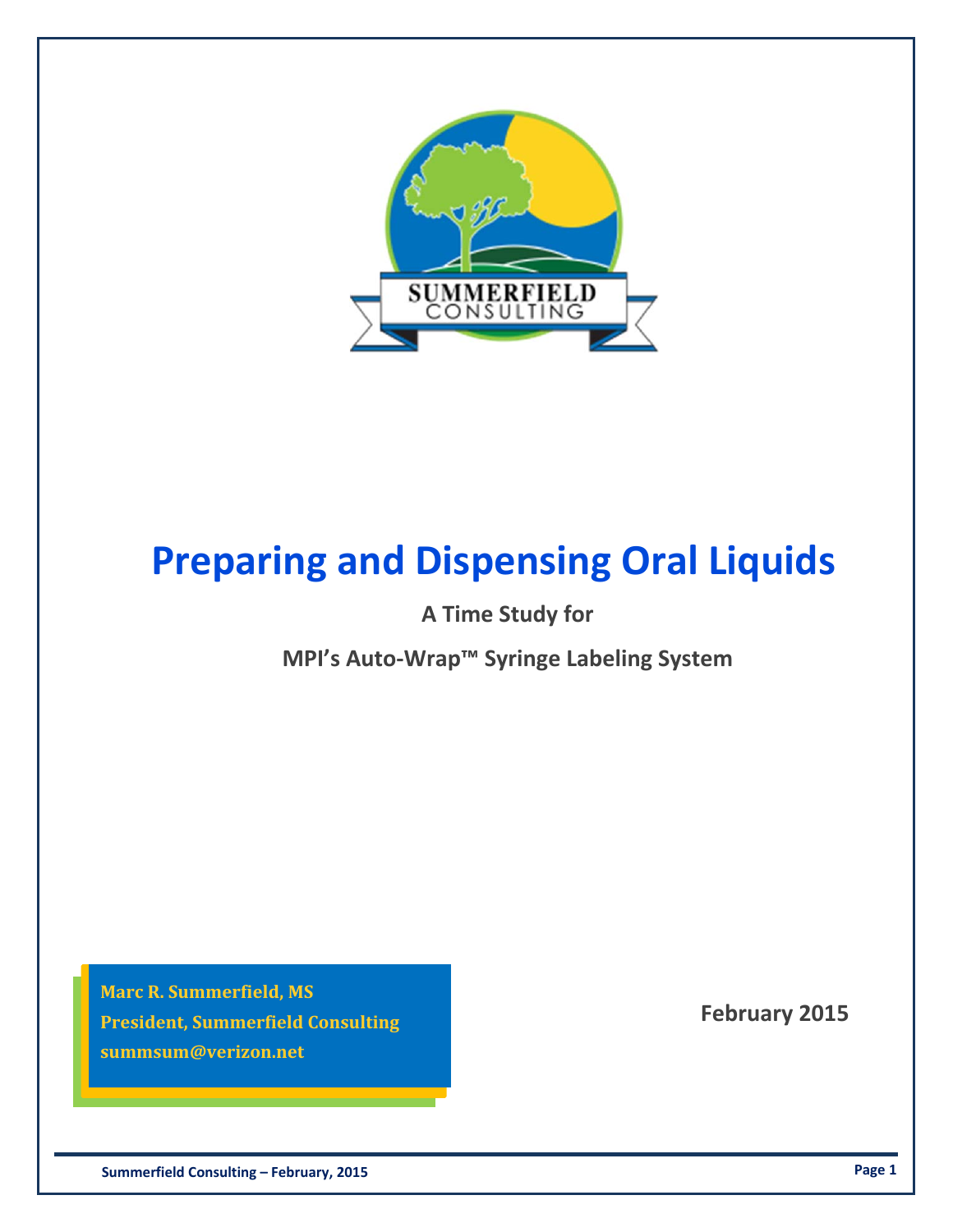# Preparing and Dispensing Oral Liquids

**A Time Study for**

**MPI's Auto-Wrap™ Syringe Labeling System**

**Marc R. Summerfield, MS**
**President, Summerfield Consulting**
**summsum@verizon.net**

**February 2015**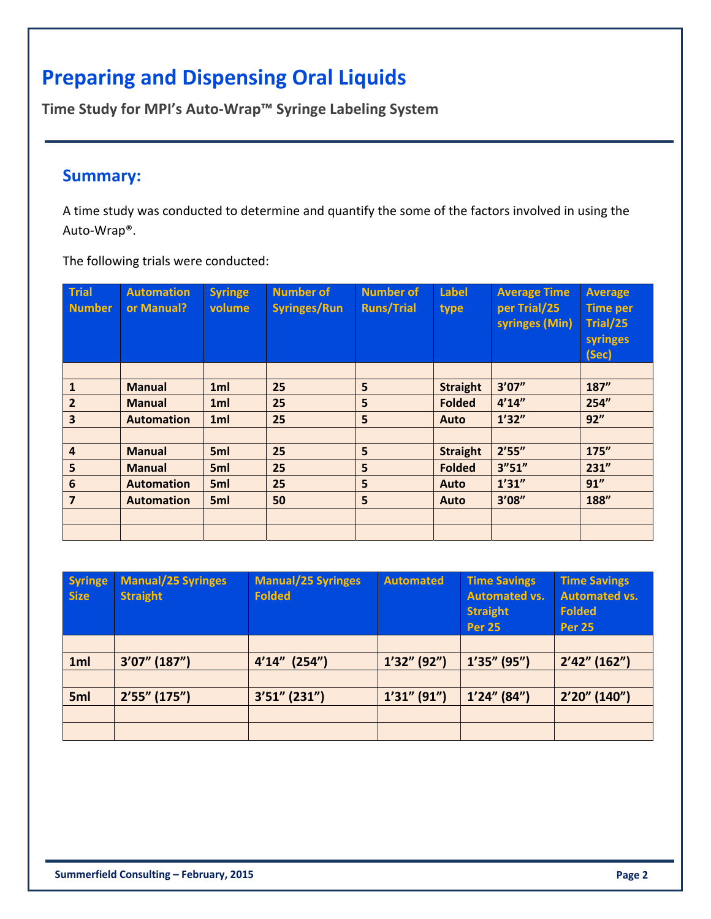# Preparing and Dispensing Oral Liquids

**Time Study for MPI's Auto-Wrap™ Syringe Labeling System**

## Summary:

A time study was conducted to determine and quantify the some of the factors involved in using the Auto-Wrap®.

The following trials were conducted:

| Trial Number | Automation or Manual? | Syringe volume | Number of Syringes/Run | Number of Runs/Trial | Label type | Average Time per Trial/25 syringes (Min) | Average Time per Trial/25 syringes (Sec) |
|---|---|---|---|---|---|---|---|
| | | | | | | | |
| 1 | Manual | 1ml | 25 | 5 | Straight | 3'07" | 187" |
| 2 | Manual | 1ml | 25 | 5 | Folded | 4'14" | 254" |
| 3 | Automation | 1ml | 25 | 5 | Auto | 1'32" | 92" |
| | | | | | | | |
| 4 | Manual | 5ml | 25 | 5 | Straight | 2'55" | 175" |
| 5 | Manual | 5ml | 25 | 5 | Folded | 3"51" | 231" |
| 6 | Automation | 5ml | 25 | 5 | Auto | 1'31" | 91" |
| 7 | Automation | 5ml | 50 | 5 | Auto | 3'08" | 188" |
| | | | | | | | |
| | | | | | | | |

| Syringe Size | Manual/25 Syringes Straight | Manual/25 Syringes Folded | Automated | Time Savings Automated vs. Straight Per 25 | Time Savings Automated vs. Folded Per 25 |
|---|---|---|---|---|---|
| | | | | | |
| 1ml | 3'07" (187") | 4'14" (254") | 1'32" (92") | 1'35" (95") | 2'42" (162") |
| | | | | | |
| 5ml | 2'55" (175") | 3'51" (231") | 1'31" (91") | 1'24" (84") | 2'20" (140") |
| | | | | | |
| | | | | | |

Summerfield Consulting – February, 2015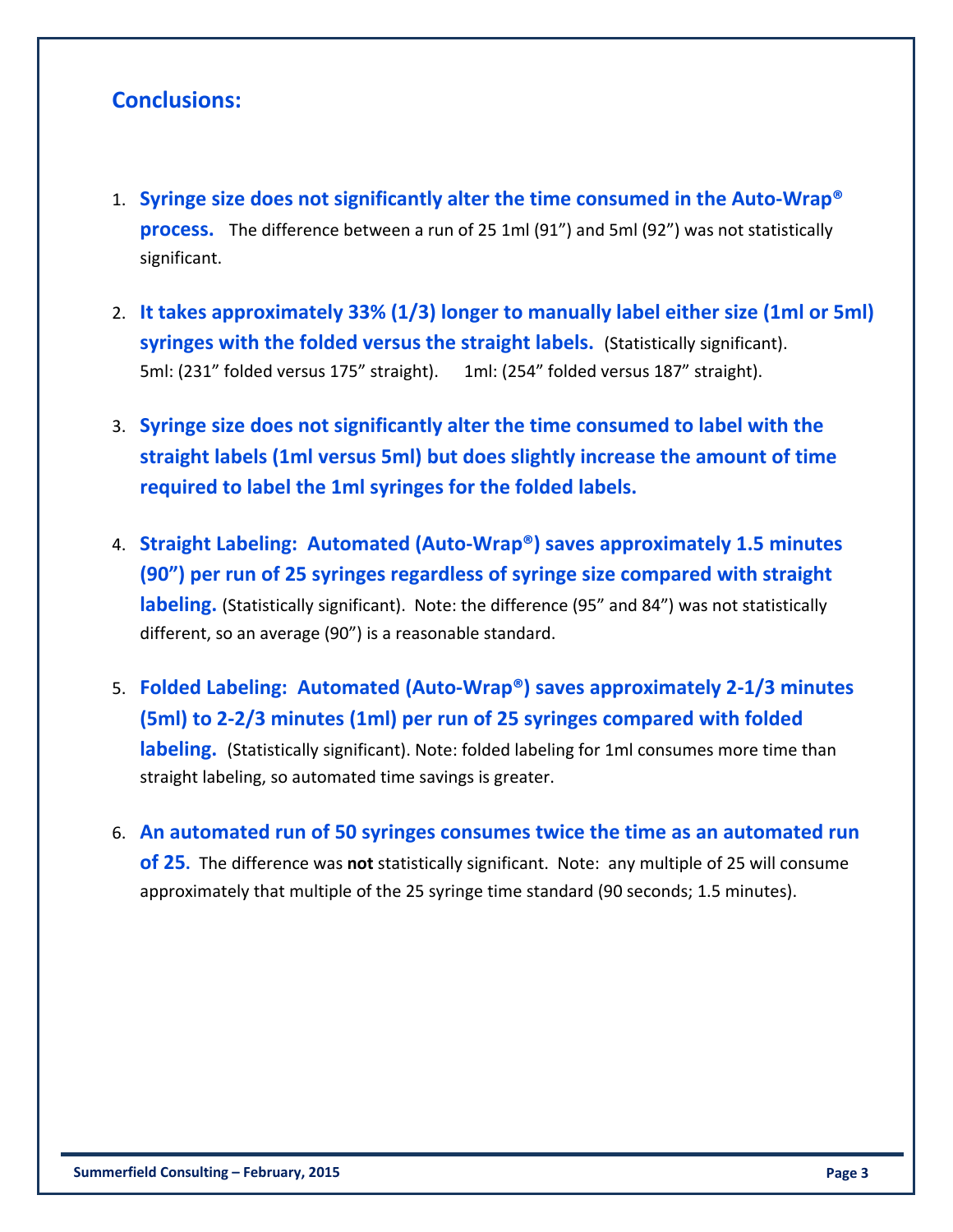## Conclusions:

1. **Syringe size does not significantly alter the time consumed in the Auto-Wrap® process.** The difference between a run of 25 1ml (91") and 5ml (92") was not statistically significant.

2. **It takes approximately 33% (1/3) longer to manually label either size (1ml or 5ml) syringes with the folded versus the straight labels.** (Statistically significant). 5ml: (231" folded versus 175" straight). 1ml: (254" folded versus 187" straight).

3. **Syringe size does not significantly alter the time consumed to label with the straight labels (1ml versus 5ml) but does slightly increase the amount of time required to label the 1ml syringes for the folded labels.**

4. **Straight Labeling: Automated (Auto-Wrap®) saves approximately 1.5 minutes (90") per run of 25 syringes regardless of syringe size compared with straight labeling.** (Statistically significant). Note: the difference (95" and 84") was not statistically different, so an average (90") is a reasonable standard.

5. **Folded Labeling: Automated (Auto-Wrap®) saves approximately 2-1/3 minutes (5ml) to 2-2/3 minutes (1ml) per run of 25 syringes compared with folded labeling.** (Statistically significant). Note: folded labeling for 1ml consumes more time than straight labeling, so automated time savings is greater.

6. **An automated run of 50 syringes consumes twice the time as an automated run of 25.** The difference was **not** statistically significant. Note: any multiple of 25 will consume approximately that multiple of the 25 syringe time standard (90 seconds; 1.5 minutes).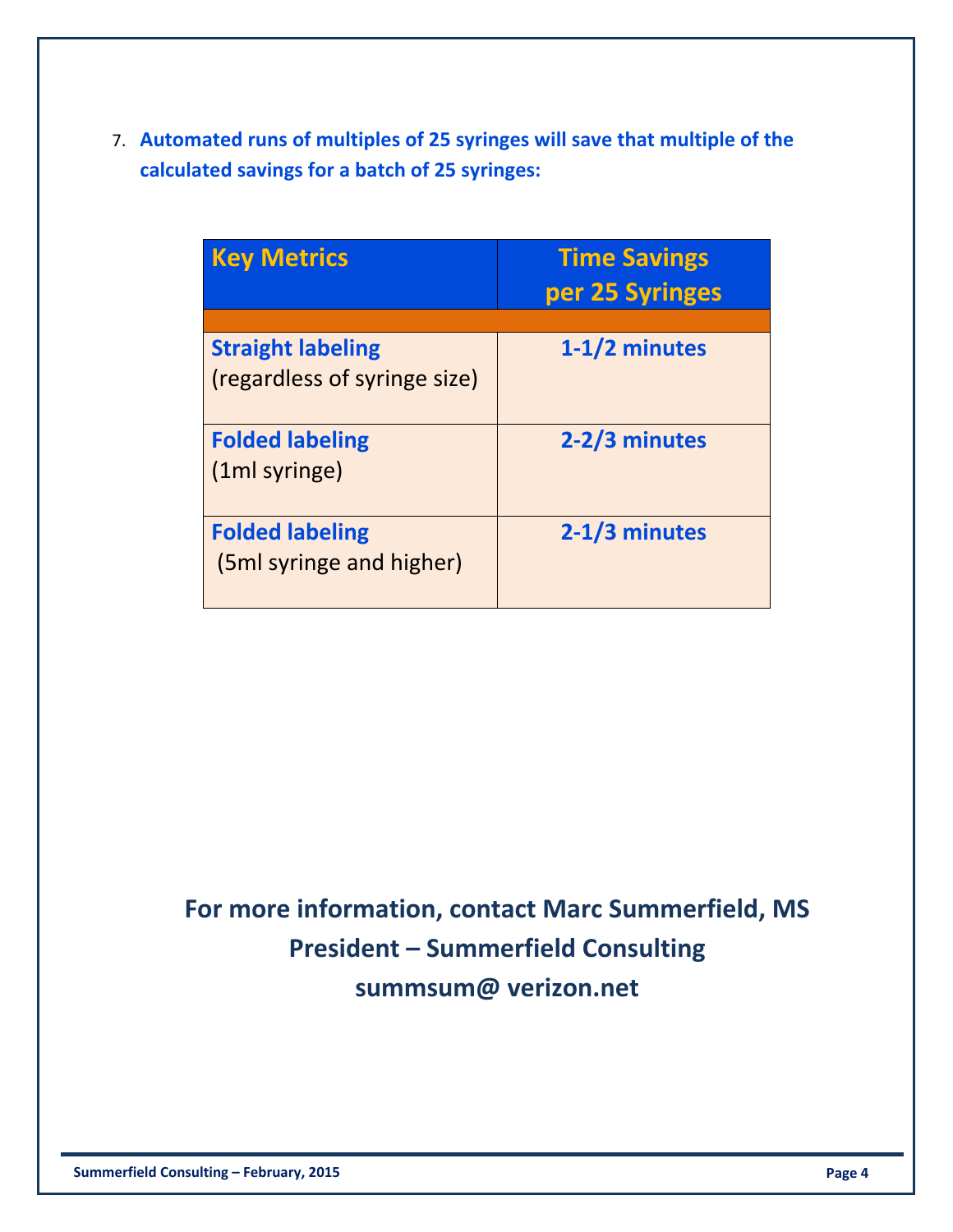7. **Automated runs of multiples of 25 syringes will save that multiple of the calculated savings for a batch of 25 syringes:**

| Key Metrics | Time Savings per 25 Syringes |
|---|---|
| | |
| **Straight labeling** (regardless of syringe size) | **1-1/2 minutes** |
| **Folded labeling** (1ml syringe) | **2-2/3 minutes** |
| **Folded labeling** (5ml syringe and higher) | **2-1/3 minutes** |

**For more information, contact Marc Summerfield, MS**
**President – Summerfield Consulting**
**summsum@ verizon.net**